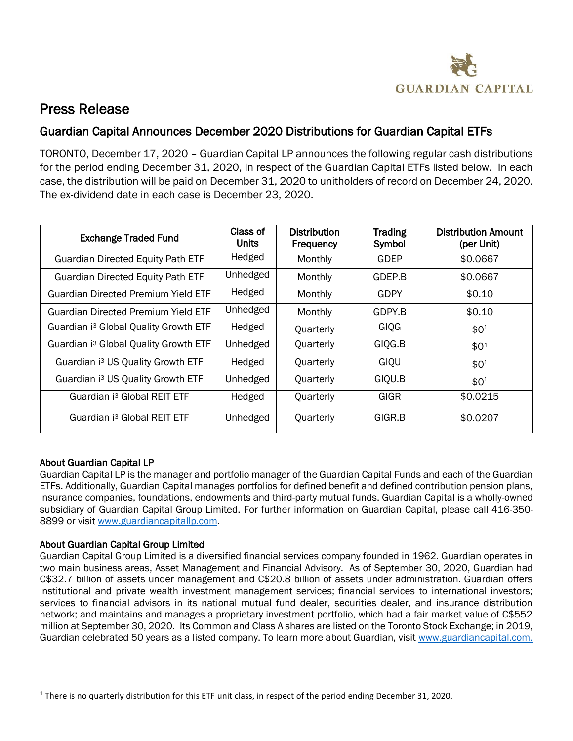GUARDIAN CAPITAL

# Press Release

## Guardian Capital Announces December 2020 Distributions for Guardian Capital ETFs

TORONTO, December 17, 2020 – Guardian Capital LP announces the following regular cash distributions for the period ending December 31, 2020, in respect of the Guardian Capital ETFs listed below. In each case, the distribution will be paid on December 31, 2020 to unitholders of record on December 24, 2020. The ex-dividend date in each case is December 23, 2020.

| Exchange Traded Fund | Class of Units | Distribution Frequency | Trading Symbol | Distribution Amount (per Unit) |
|---|---|---|---|---|
| Guardian Directed Equity Path ETF | Hedged | Monthly | GDEP | $0.0667 |
| Guardian Directed Equity Path ETF | Unhedged | Monthly | GDEP.B | $0.0667 |
| Guardian Directed Premium Yield ETF | Hedged | Monthly | GDPY | $0.10 |
| Guardian Directed Premium Yield ETF | Unhedged | Monthly | GDPY.B | $0.10 |
| Guardian i³ Global Quality Growth ETF | Hedged | Quarterly | GIQG | $0[1] |
| Guardian i³ Global Quality Growth ETF | Unhedged | Quarterly | GIQG.B | $0[1] |
| Guardian i³ US Quality Growth ETF | Hedged | Quarterly | GIQU | $0[1] |
| Guardian i³ US Quality Growth ETF | Unhedged | Quarterly | GIQU.B | $0[1] |
| Guardian i³ Global REIT ETF | Hedged | Quarterly | GIGR | $0.0215 |
| Guardian i³ Global REIT ETF | Unhedged | Quarterly | GIGR.B | $0.0207 |

**About Guardian Capital LP**
Guardian Capital LP is the manager and portfolio manager of the Guardian Capital Funds and each of the Guardian ETFs. Additionally, Guardian Capital manages portfolios for defined benefit and defined contribution pension plans, insurance companies, foundations, endowments and third-party mutual funds. Guardian Capital is a wholly-owned subsidiary of Guardian Capital Group Limited. For further information on Guardian Capital, please call 416-350-8899 or visit www.guardiancapitallp.com.

**About Guardian Capital Group Limited**
Guardian Capital Group Limited is a diversified financial services company founded in 1962. Guardian operates in two main business areas, Asset Management and Financial Advisory. As of September 30, 2020, Guardian had C$32.7 billion of assets under management and C$20.8 billion of assets under administration. Guardian offers institutional and private wealth investment management services; financial services to international investors; services to financial advisors in its national mutual fund dealer, securities dealer, and insurance distribution network; and maintains and manages a proprietary investment portfolio, which had a fair market value of C$552 million at September 30, 2020. Its Common and Class A shares are listed on the Toronto Stock Exchange; in 2019, Guardian celebrated 50 years as a listed company. To learn more about Guardian, visit www.guardiancapital.com.

[1] There is no quarterly distribution for this ETF unit class, in respect of the period ending December 31, 2020.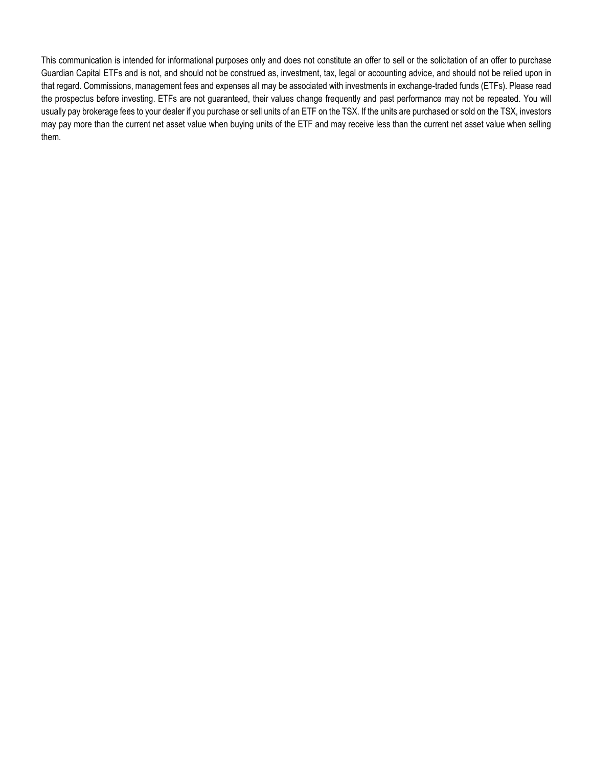This communication is intended for informational purposes only and does not constitute an offer to sell or the solicitation of an offer to purchase Guardian Capital ETFs and is not, and should not be construed as, investment, tax, legal or accounting advice, and should not be relied upon in that regard. Commissions, management fees and expenses all may be associated with investments in exchange-traded funds (ETFs). Please read the prospectus before investing. ETFs are not guaranteed, their values change frequently and past performance may not be repeated. You will usually pay brokerage fees to your dealer if you purchase or sell units of an ETF on the TSX. If the units are purchased or sold on the TSX, investors may pay more than the current net asset value when buying units of the ETF and may receive less than the current net asset value when selling them.